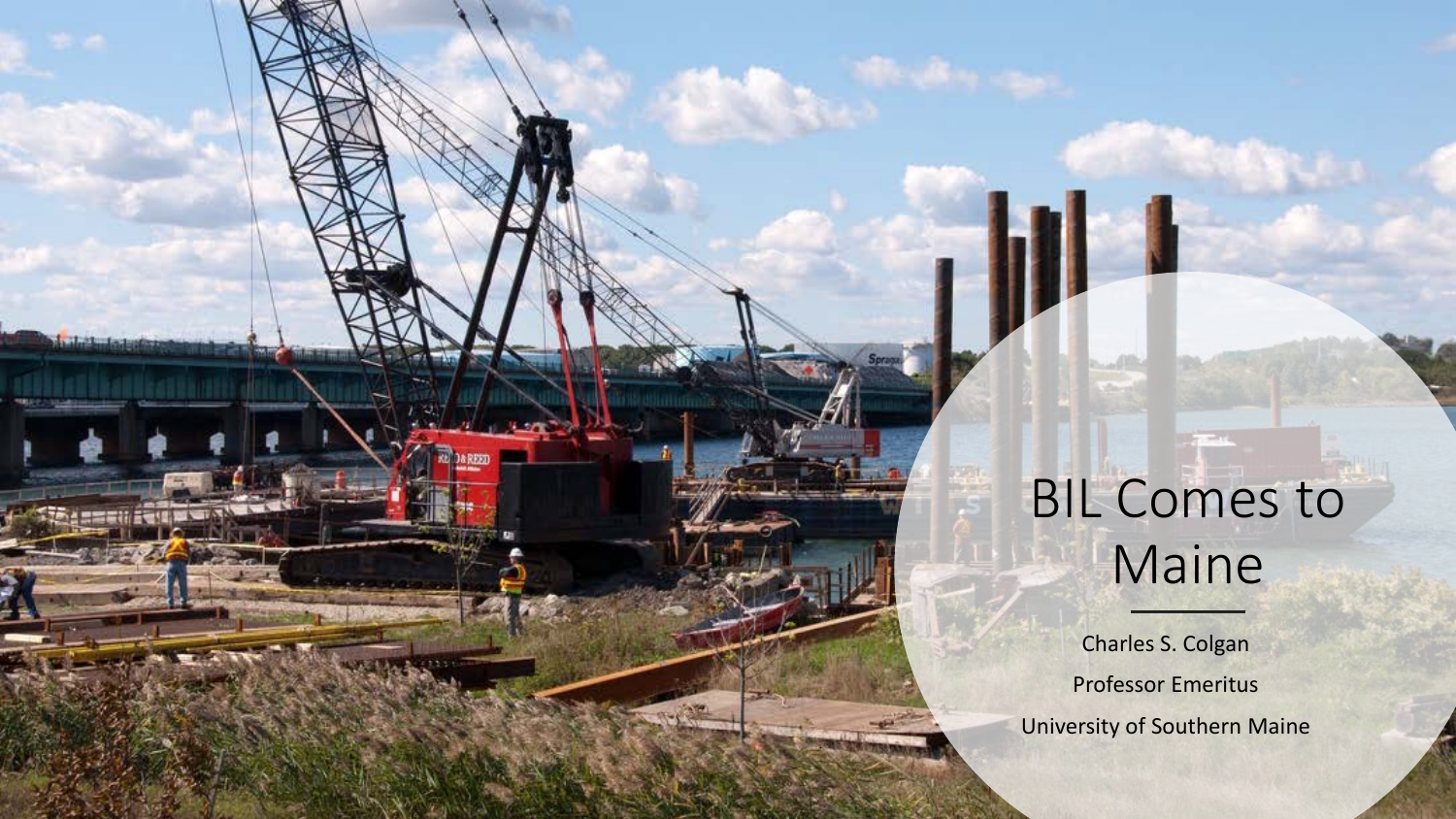# BIL Comes to Maine

Charles S. Colgan

Professor Emeritus

University of Southern Maine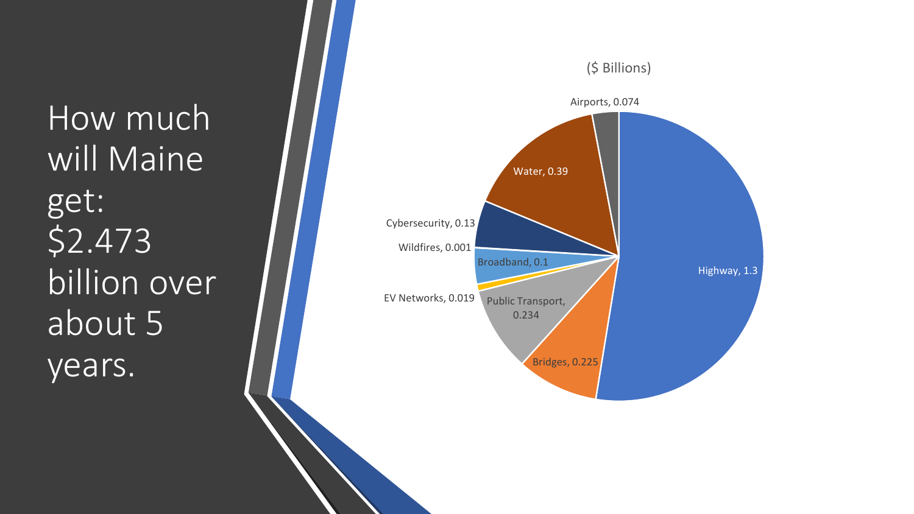# How much will Maine get: $2.473 billion over about 5 years.

($ Billions)

| Category | Amount ($ Billions) |
| --- | --- |
| Highway | 1.3 |
| Bridges | 0.225 |
| Public Transport | 0.234 |
| EV Networks | 0.019 |
| Broadband | 0.1 |
| Wildfires | 0.001 |
| Cybersecurity | 0.13 |
| Water | 0.39 |
| Airports | 0.074 |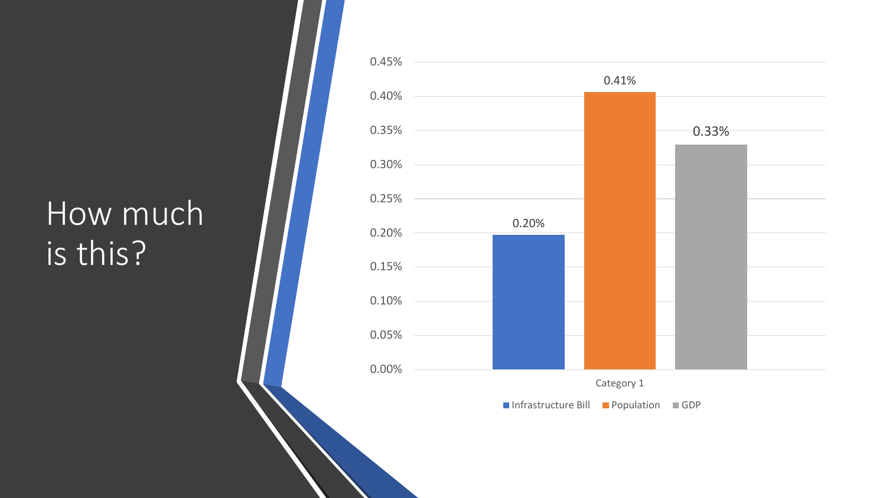# How much is this?

| | Infrastructure Bill | Population | GDP |
| --- | --- | --- | --- |
| Category 1 | 0.20% | 0.41% | 0.33% |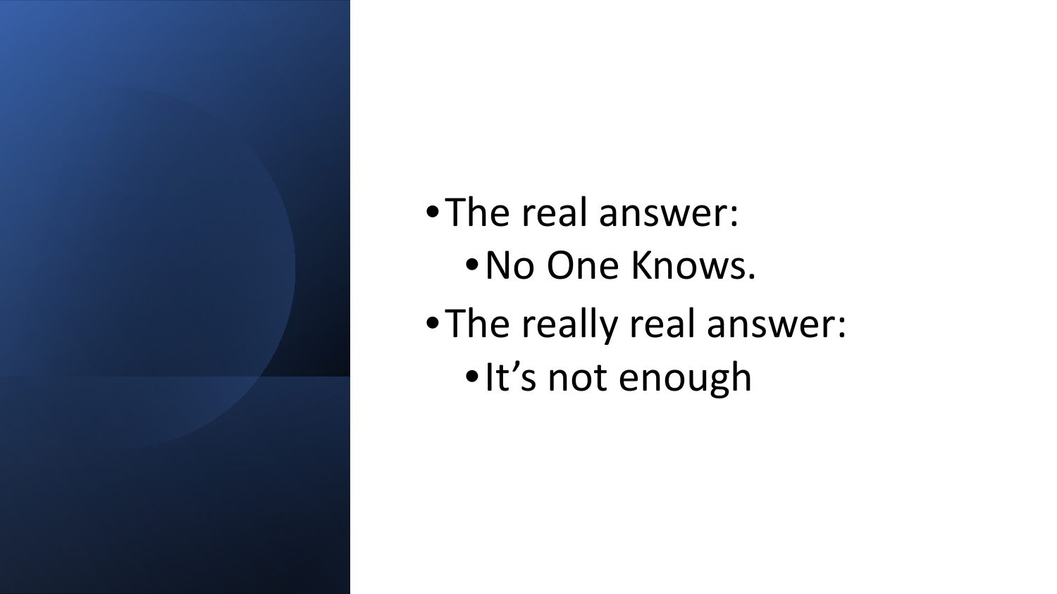- The real answer:
  - No One Knows.
- The really real answer:
  - It's not enough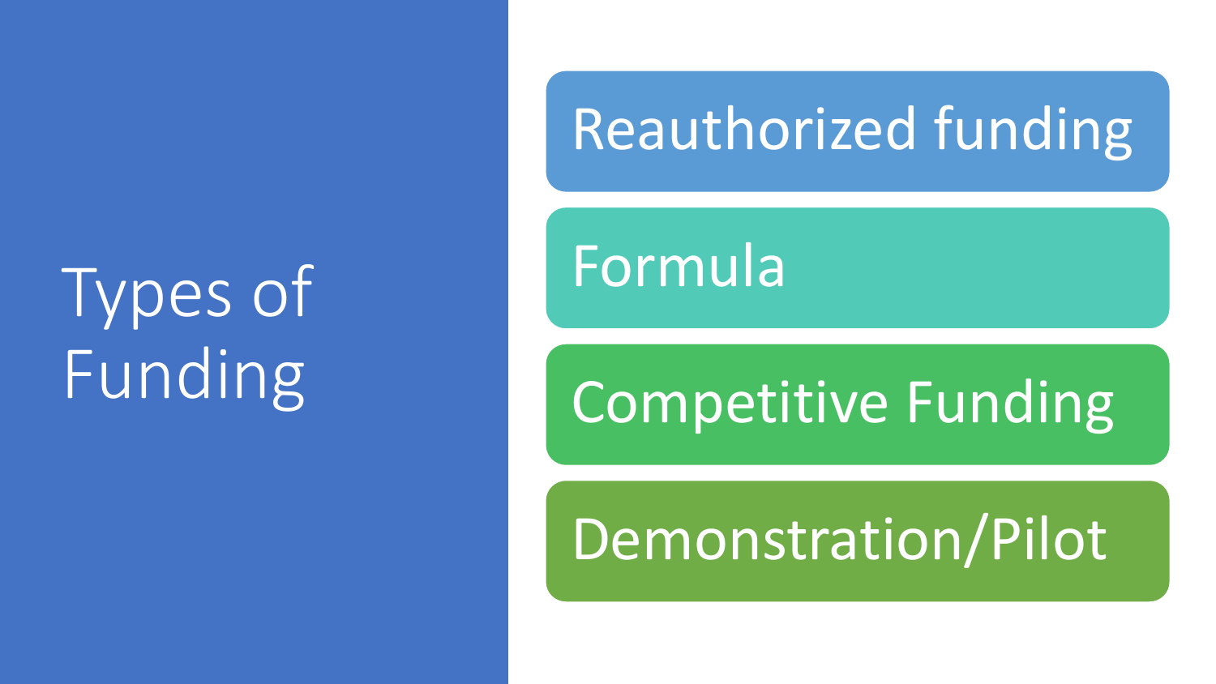# Types of Funding

- Reauthorized funding
- Formula
- Competitive Funding
- Demonstration/Pilot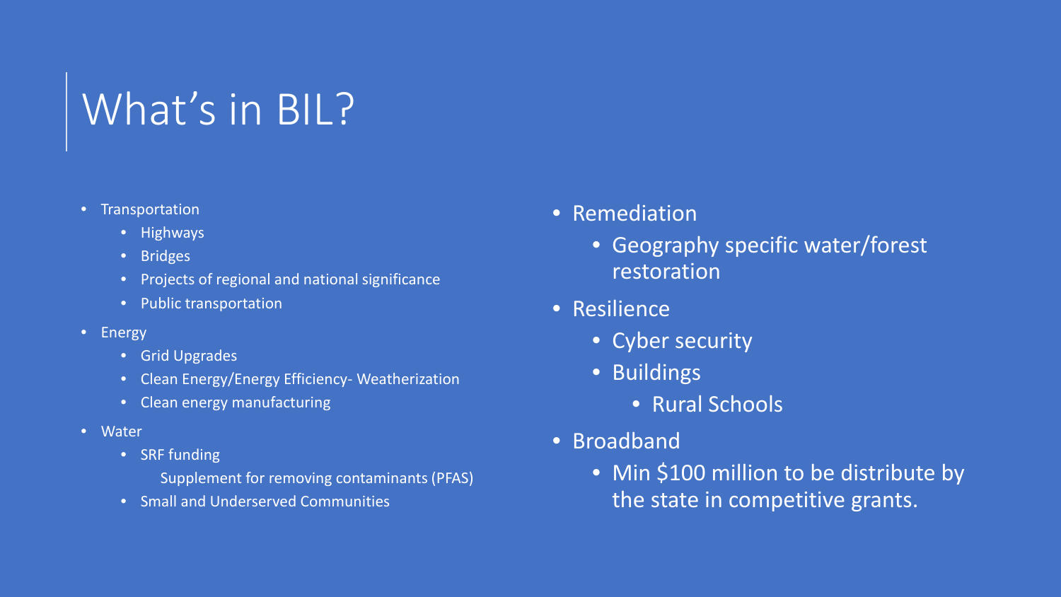# What's in BIL?

- Transportation
  - Highways
  - Bridges
  - Projects of regional and national significance
  - Public transportation
- Energy
  - Grid Upgrades
  - Clean Energy/Energy Efficiency- Weatherization
  - Clean energy manufacturing
- Water
  - SRF funding
    
    Supplement for removing contaminants (PFAS)
  - Small and Underserved Communities

- Remediation
  - Geography specific water/forest restoration
- Resilience
  - Cyber security
  - Buildings
    - Rural Schools
- Broadband
  - Min $100 million to be distribute by the state in competitive grants.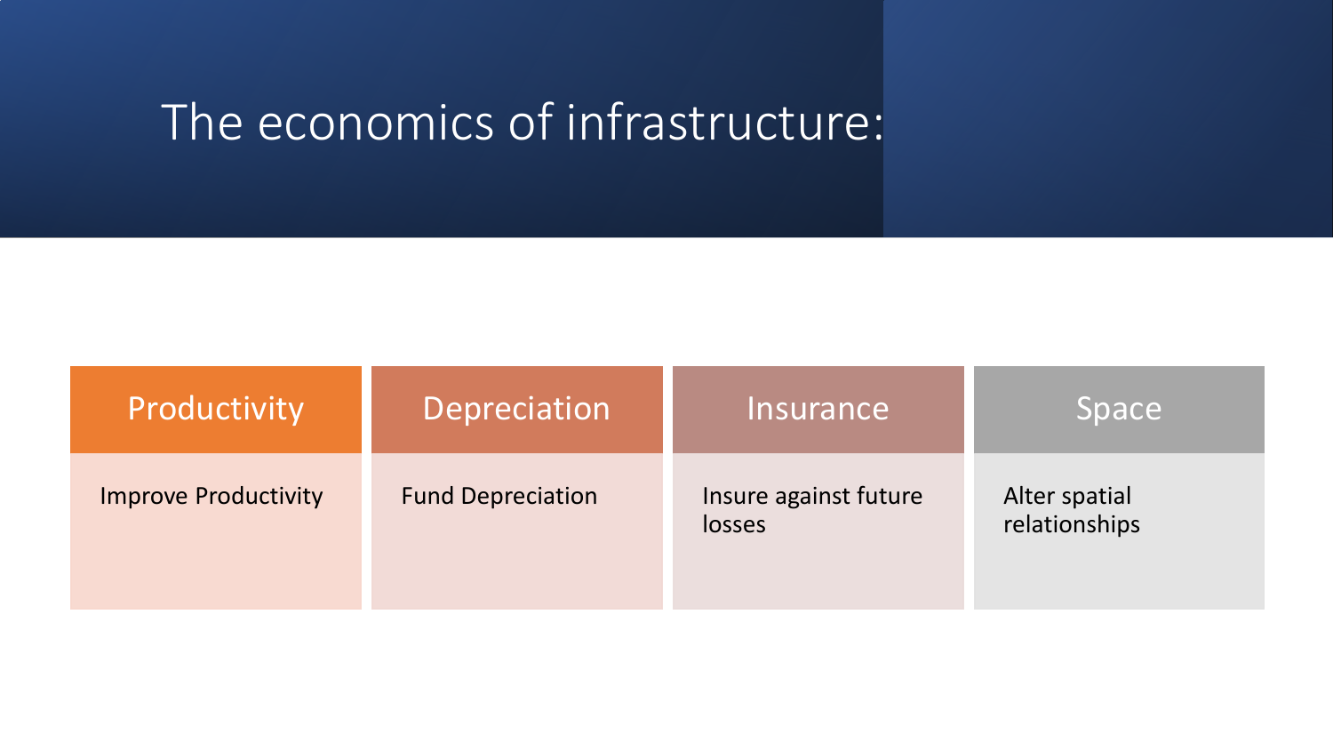# The economics of infrastructure:

| Productivity | Depreciation | Insurance | Space |
| --- | --- | --- | --- |
| Improve Productivity | Fund Depreciation | Insure against future losses | Alter spatial relationships |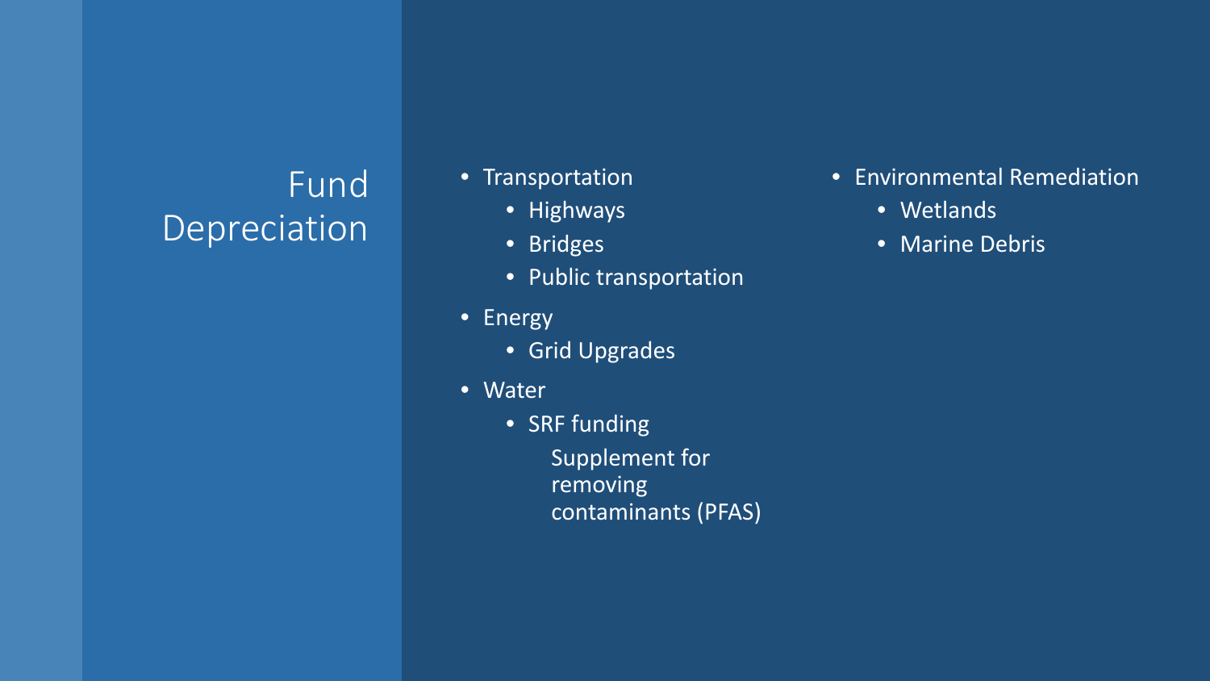# Fund Depreciation

- Transportation
  - Highways
  - Bridges
  - Public transportation
- Energy
  - Grid Upgrades
- Water
  - SRF funding

    Supplement for removing contaminants (PFAS)
- Environmental Remediation
  - Wetlands
  - Marine Debris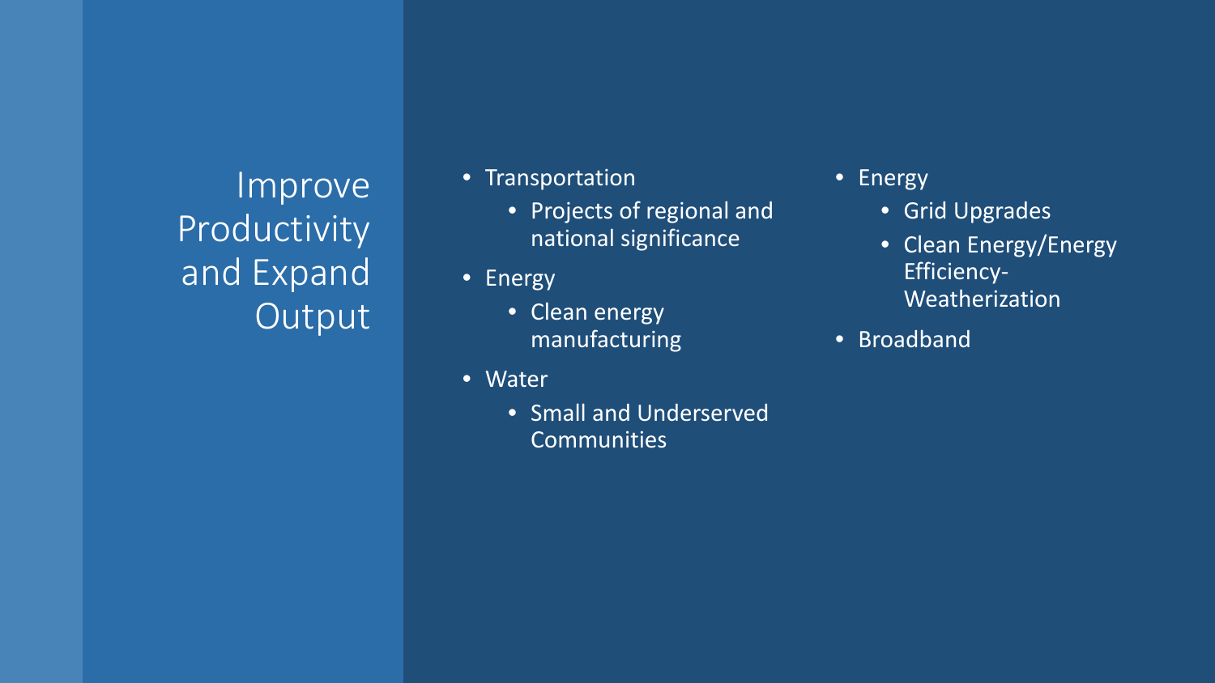# Improve Productivity and Expand Output

- Transportation
  - Projects of regional and national significance
- Energy
  - Clean energy manufacturing
- Water
  - Small and Underserved Communities
- Energy
  - Grid Upgrades
  - Clean Energy/Energy Efficiency-Weatherization
- Broadband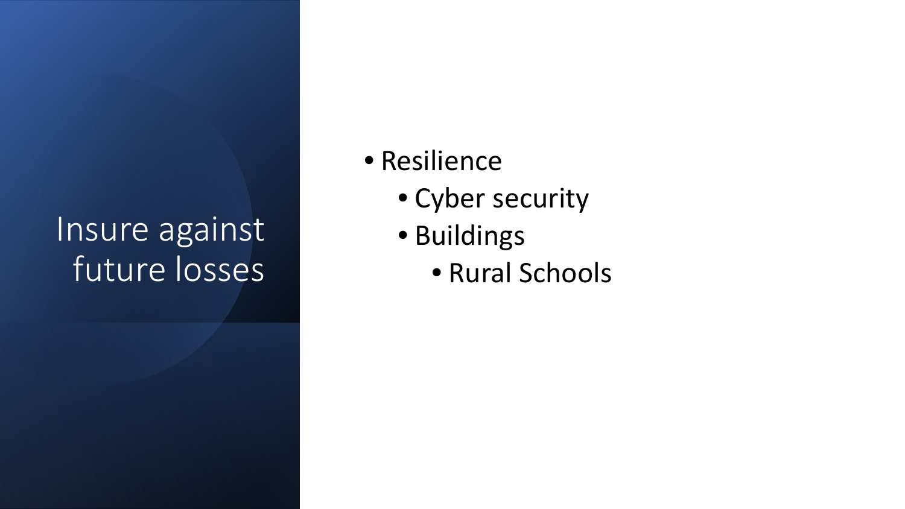# Insure against future losses

- Resilience
  - Cyber security
  - Buildings
    - Rural Schools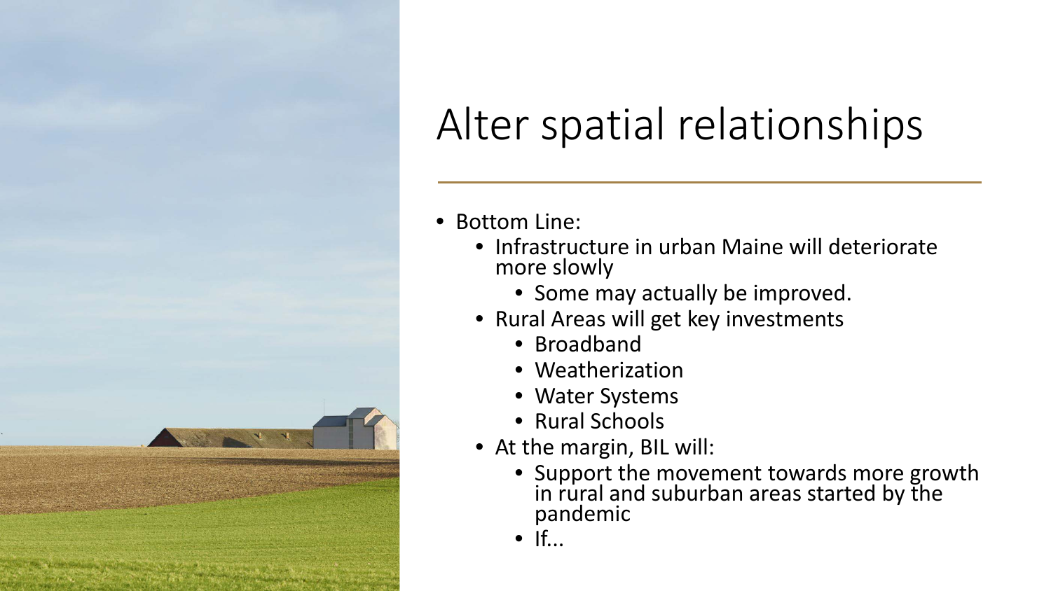# Alter spatial relationships

- Bottom Line:
  - Infrastructure in urban Maine will deteriorate more slowly
    - Some may actually be improved.
  - Rural Areas will get key investments
    - Broadband
    - Weatherization
    - Water Systems
    - Rural Schools
  - At the margin, BIL will:
    - Support the movement towards more growth in rural and suburban areas started by the pandemic
    - If...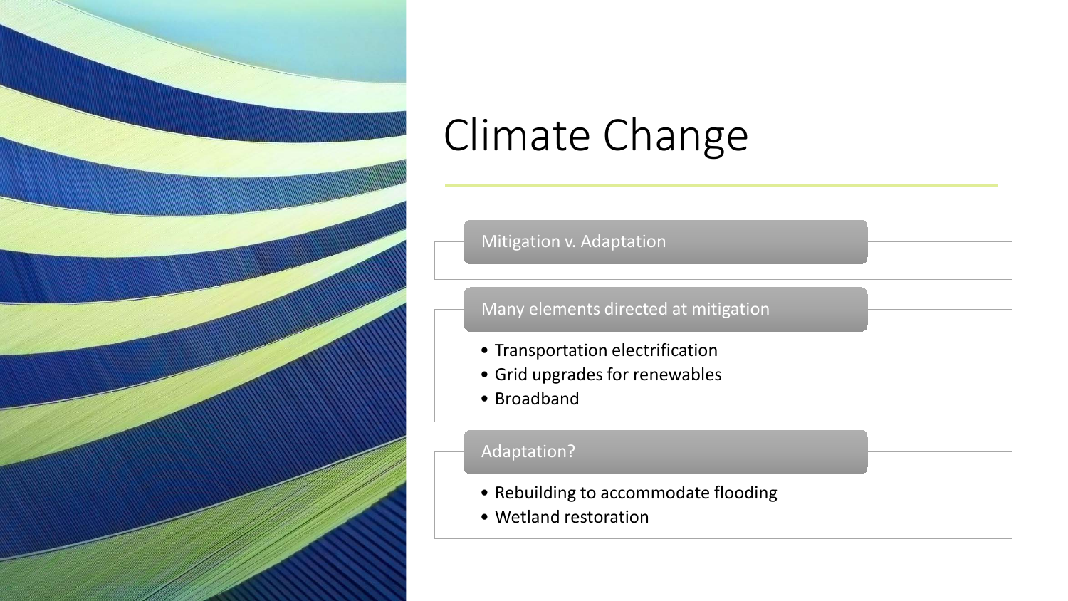# Climate Change

## Mitigation v. Adaptation

## Many elements directed at mitigation

- Transportation electrification
- Grid upgrades for renewables
- Broadband

## Adaptation?

- Rebuilding to accommodate flooding
- Wetland restoration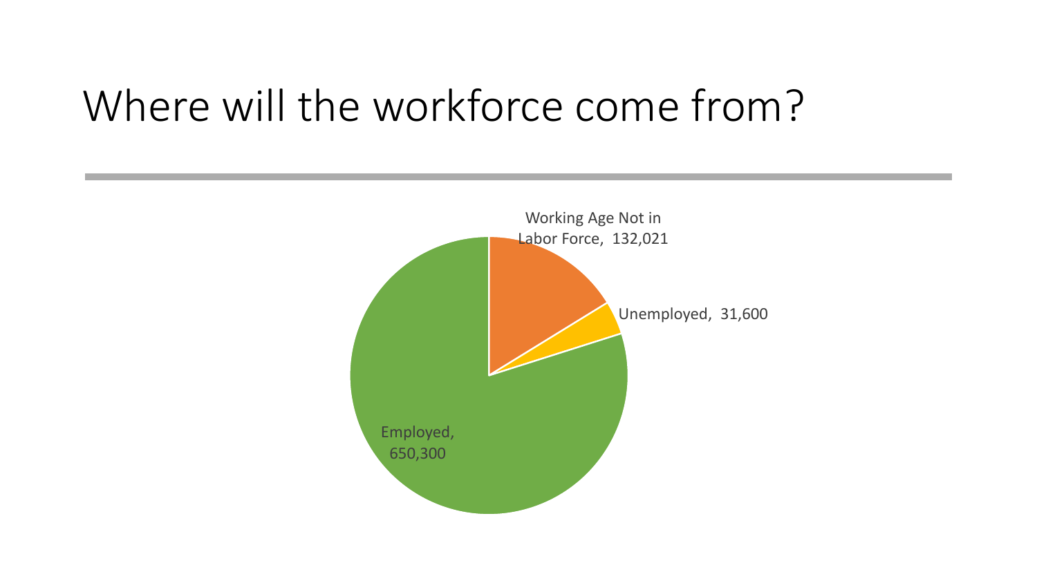# Where will the workforce come from?

Working Age Not in Labor Force, 132,021

Unemployed, 31,600

Employed, 650,300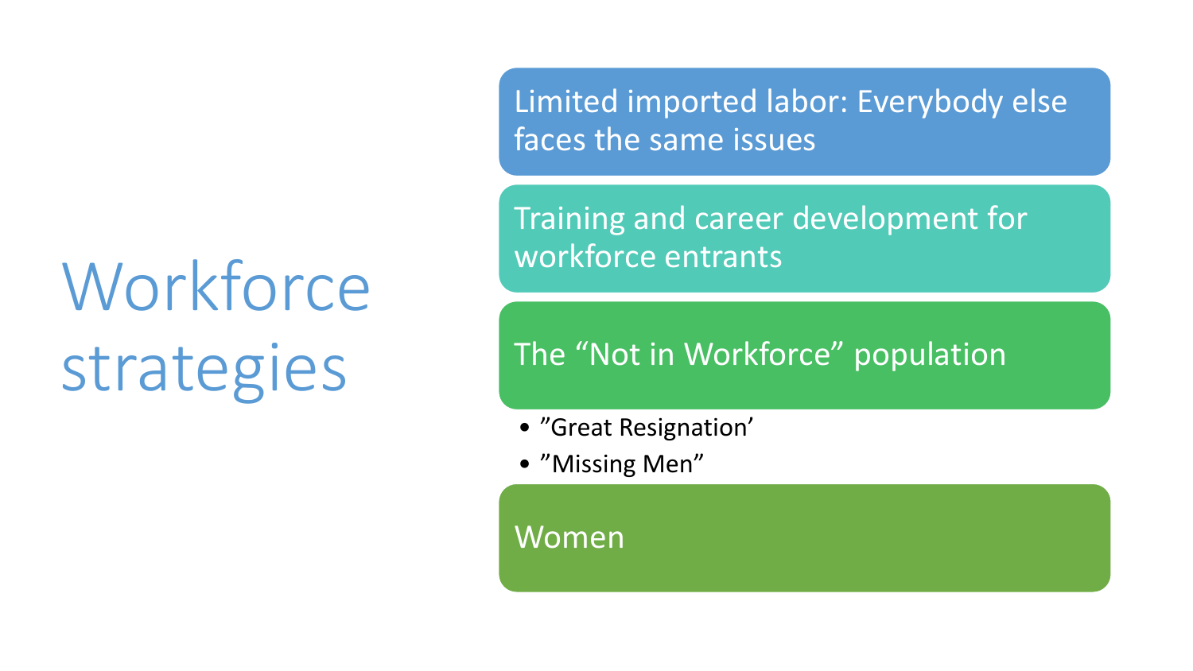# Workforce strategies

- Limited imported labor: Everybody else faces the same issues
- Training and career development for workforce entrants
- The “Not in Workforce” population
  - ”Great Resignation’
  - ”Missing Men”
- Women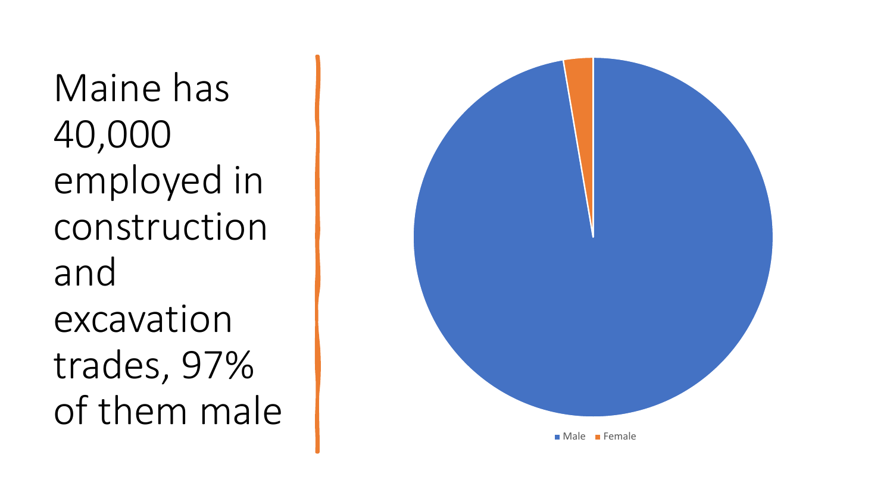Maine has 40,000 employed in construction and excavation trades, 97% of them male

Male Female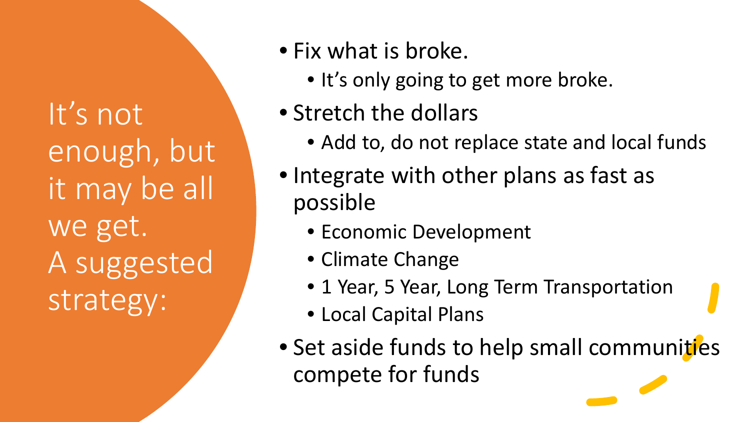# It's not enough, but it may be all we get. A suggested strategy:

- Fix what is broke.
  - It's only going to get more broke.
- Stretch the dollars
  - Add to, do not replace state and local funds
- Integrate with other plans as fast as possible
  - Economic Development
  - Climate Change
  - 1 Year, 5 Year, Long Term Transportation
  - Local Capital Plans
- Set aside funds to help small communities compete for funds